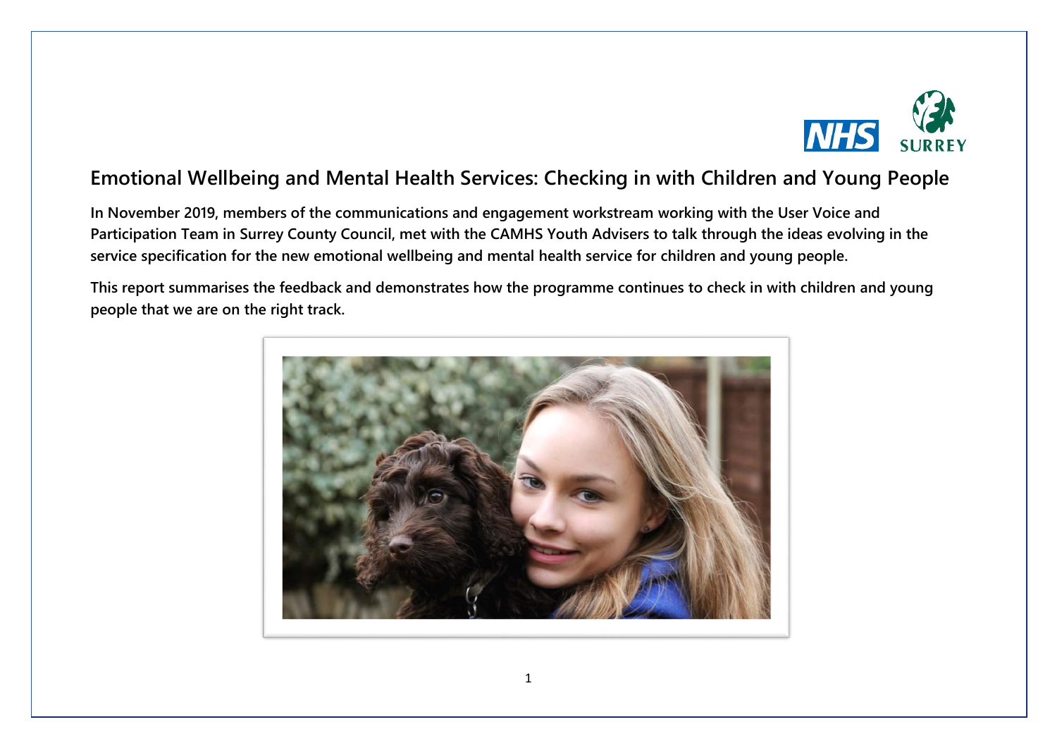# Emotional Wellbeing and Mental Health Services: Checking in with Children and Young People

**In November 2019, members of the communications and engagement workstream working with the User Voice and Participation Team in Surrey County Council, met with the CAMHS Youth Advisers to talk through the ideas evolving in the service specification for the new emotional wellbeing and mental health service for children and young people.**

**This report summarises the feedback and demonstrates how the programme continues to check in with children and young people that we are on the right track.**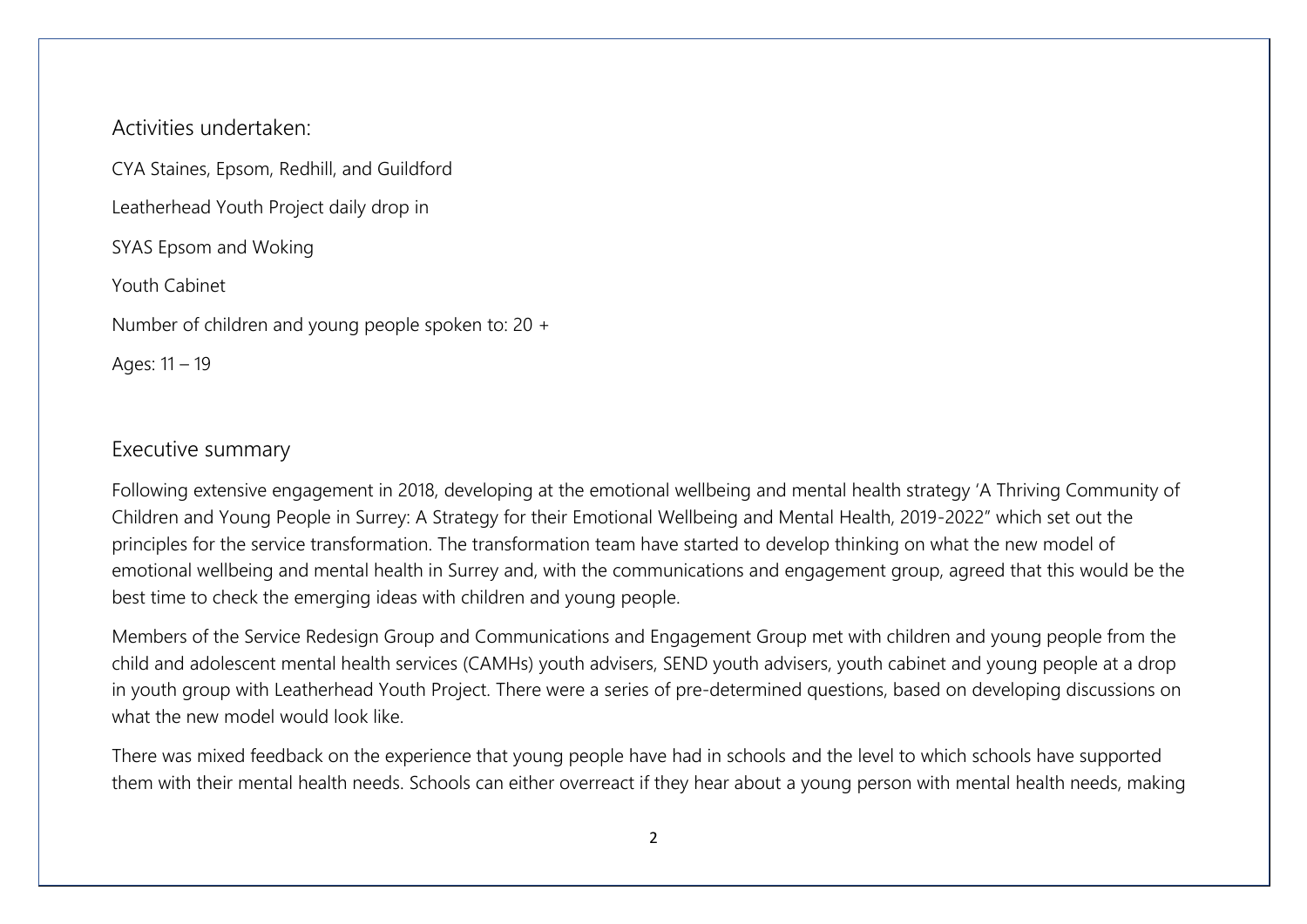## Activities undertaken:

CYA Staines, Epsom, Redhill, and Guildford

Leatherhead Youth Project daily drop in

SYAS Epsom and Woking

Youth Cabinet

Number of children and young people spoken to: 20 +

Ages: 11 – 19

## Executive summary

Following extensive engagement in 2018, developing at the emotional wellbeing and mental health strategy 'A Thriving Community of Children and Young People in Surrey: A Strategy for their Emotional Wellbeing and Mental Health, 2019-2022" which set out the principles for the service transformation. The transformation team have started to develop thinking on what the new model of emotional wellbeing and mental health in Surrey and, with the communications and engagement group, agreed that this would be the best time to check the emerging ideas with children and young people.

Members of the Service Redesign Group and Communications and Engagement Group met with children and young people from the child and adolescent mental health services (CAMHs) youth advisers, SEND youth advisers, youth cabinet and young people at a drop in youth group with Leatherhead Youth Project. There were a series of pre-determined questions, based on developing discussions on what the new model would look like.

There was mixed feedback on the experience that young people have had in schools and the level to which schools have supported them with their mental health needs. Schools can either overreact if they hear about a young person with mental health needs, making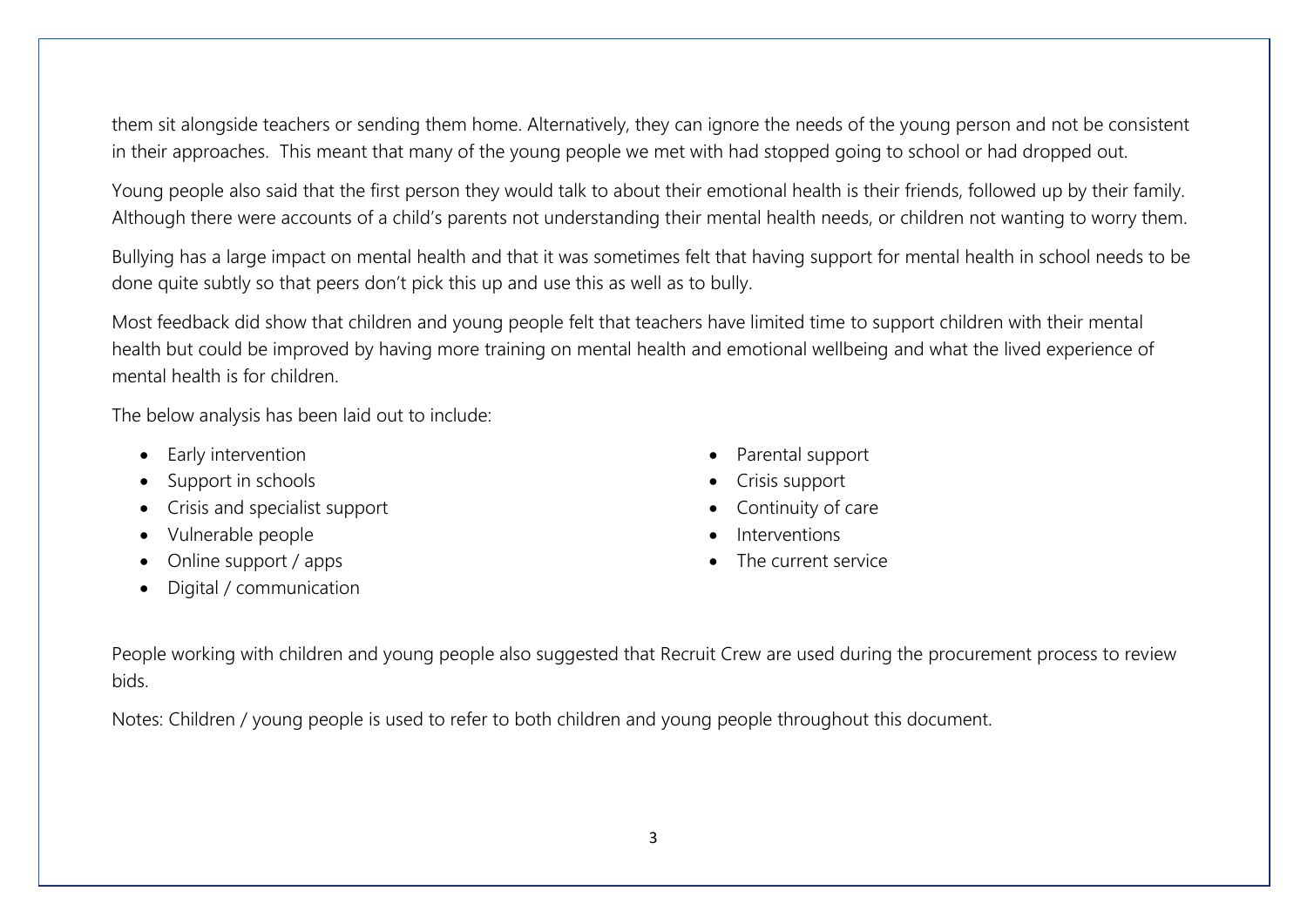them sit alongside teachers or sending them home. Alternatively, they can ignore the needs of the young person and not be consistent in their approaches. This meant that many of the young people we met with had stopped going to school or had dropped out.

Young people also said that the first person they would talk to about their emotional health is their friends, followed up by their family. Although there were accounts of a child's parents not understanding their mental health needs, or children not wanting to worry them.

Bullying has a large impact on mental health and that it was sometimes felt that having support for mental health in school needs to be done quite subtly so that peers don't pick this up and use this as well as to bully.

Most feedback did show that children and young people felt that teachers have limited time to support children with their mental health but could be improved by having more training on mental health and emotional wellbeing and what the lived experience of mental health is for children.

The below analysis has been laid out to include:

- Early intervention
- Support in schools
- Crisis and specialist support
- Vulnerable people
- Online support / apps
- Digital / communication
- Parental support
- Crisis support
- Continuity of care
- Interventions
- The current service

People working with children and young people also suggested that Recruit Crew are used during the procurement process to review bids.

Notes: Children / young people is used to refer to both children and young people throughout this document.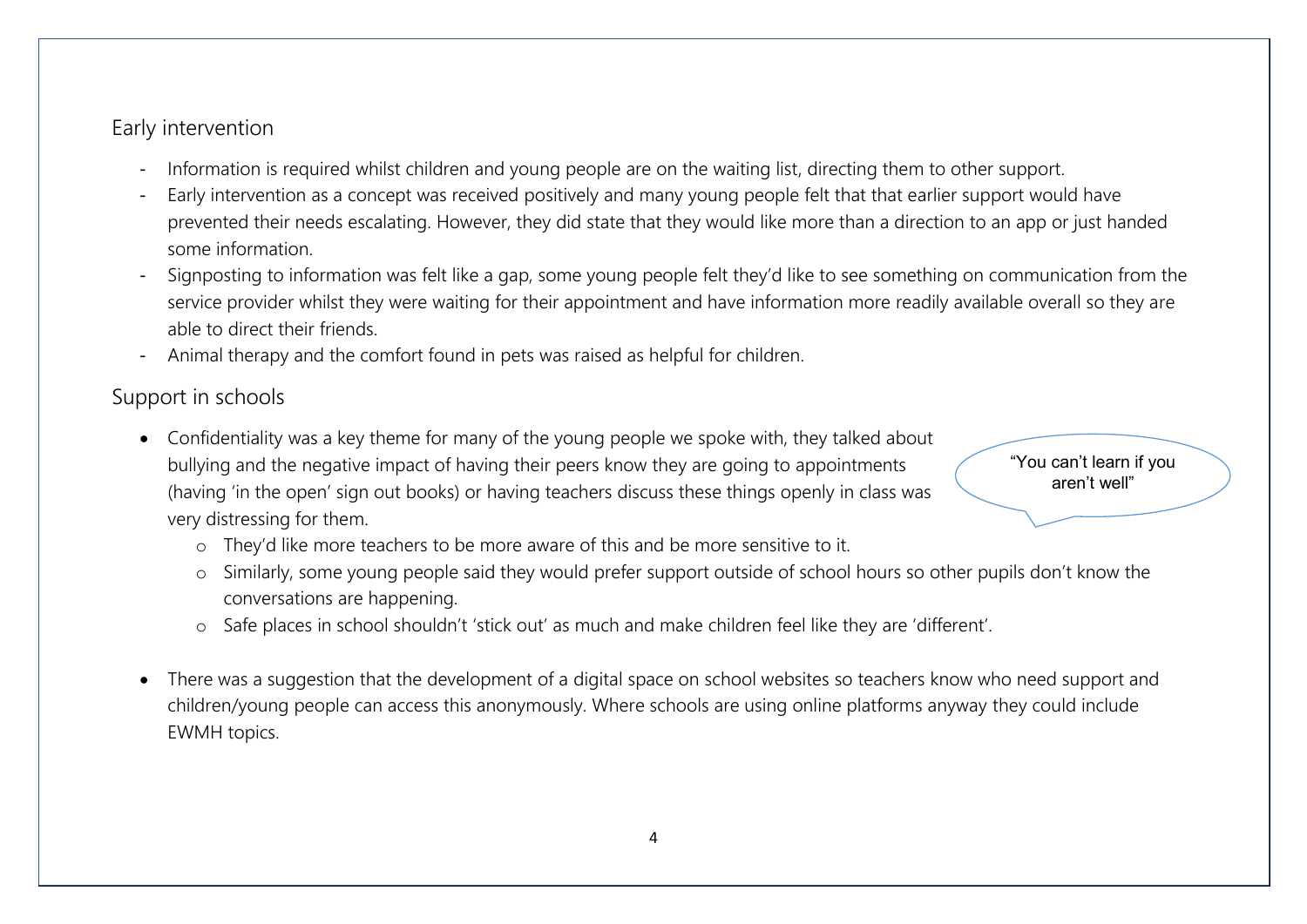## Early intervention

- Information is required whilst children and young people are on the waiting list, directing them to other support.
- Early intervention as a concept was received positively and many young people felt that that earlier support would have prevented their needs escalating. However, they did state that they would like more than a direction to an app or just handed some information.
- Signposting to information was felt like a gap, some young people felt they'd like to see something on communication from the service provider whilst they were waiting for their appointment and have information more readily available overall so they are able to direct their friends.
- Animal therapy and the comfort found in pets was raised as helpful for children.

## Support in schools

- Confidentiality was a key theme for many of the young people we spoke with, they talked about bullying and the negative impact of having their peers know they are going to appointments (having 'in the open' sign out books) or having teachers discuss these things openly in class was very distressing for them.
    - They'd like more teachers to be more aware of this and be more sensitive to it.
    - Similarly, some young people said they would prefer support outside of school hours so other pupils don't know the conversations are happening.
    - Safe places in school shouldn't 'stick out' as much and make children feel like they are 'different'.

"You can't learn if you aren't well"

- There was a suggestion that the development of a digital space on school websites so teachers know who need support and children/young people can access this anonymously. Where schools are using online platforms anyway they could include EWMH topics.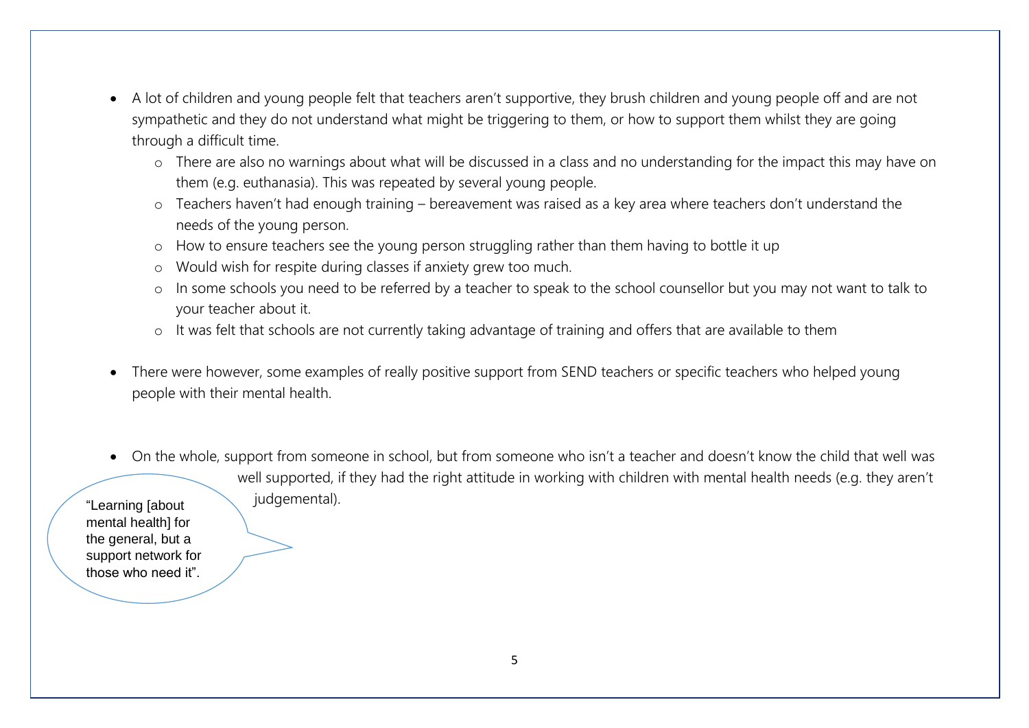- A lot of children and young people felt that teachers aren't supportive, they brush children and young people off and are not sympathetic and they do not understand what might be triggering to them, or how to support them whilst they are going through a difficult time.
  - There are also no warnings about what will be discussed in a class and no understanding for the impact this may have on them (e.g. euthanasia). This was repeated by several young people.
  - Teachers haven't had enough training – bereavement was raised as a key area where teachers don't understand the needs of the young person.
  - How to ensure teachers see the young person struggling rather than them having to bottle it up
  - Would wish for respite during classes if anxiety grew too much.
  - In some schools you need to be referred by a teacher to speak to the school counsellor but you may not want to talk to your teacher about it.
  - It was felt that schools are not currently taking advantage of training and offers that are available to them

- There were however, some examples of really positive support from SEND teachers or specific teachers who helped young people with their mental health.

- On the whole, support from someone in school, but from someone who isn't a teacher and doesn't know the child that well was well supported, if they had the right attitude in working with children with mental health needs (e.g. they aren't judgemental).

"Learning [about mental health] for the general, but a support network for those who need it".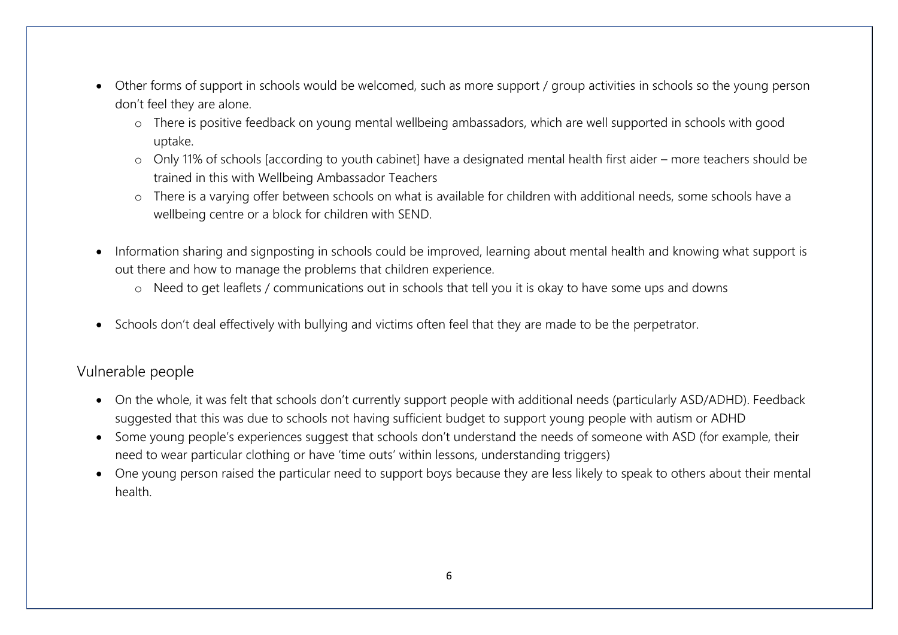- Other forms of support in schools would be welcomed, such as more support / group activities in schools so the young person don't feel they are alone.
  - There is positive feedback on young mental wellbeing ambassadors, which are well supported in schools with good uptake.
  - Only 11% of schools [according to youth cabinet] have a designated mental health first aider – more teachers should be trained in this with Wellbeing Ambassador Teachers
  - There is a varying offer between schools on what is available for children with additional needs, some schools have a wellbeing centre or a block for children with SEND.

- Information sharing and signposting in schools could be improved, learning about mental health and knowing what support is out there and how to manage the problems that children experience.
  - Need to get leaflets / communications out in schools that tell you it is okay to have some ups and downs

- Schools don't deal effectively with bullying and victims often feel that they are made to be the perpetrator.

## Vulnerable people

- On the whole, it was felt that schools don't currently support people with additional needs (particularly ASD/ADHD). Feedback suggested that this was due to schools not having sufficient budget to support young people with autism or ADHD
- Some young people's experiences suggest that schools don't understand the needs of someone with ASD (for example, their need to wear particular clothing or have 'time outs' within lessons, understanding triggers)
- One young person raised the particular need to support boys because they are less likely to speak to others about their mental health.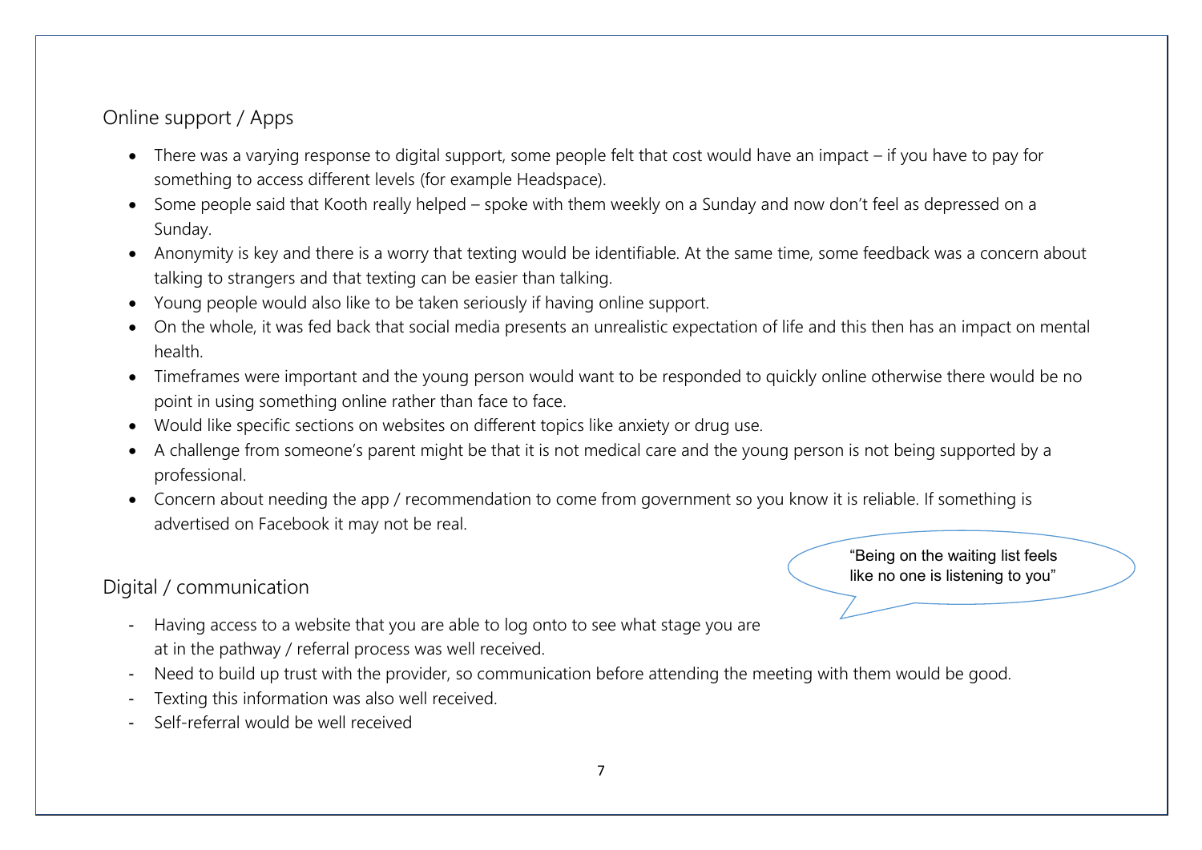## Online support / Apps

- There was a varying response to digital support, some people felt that cost would have an impact – if you have to pay for something to access different levels (for example Headspace).
- Some people said that Kooth really helped – spoke with them weekly on a Sunday and now don't feel as depressed on a Sunday.
- Anonymity is key and there is a worry that texting would be identifiable. At the same time, some feedback was a concern about talking to strangers and that texting can be easier than talking.
- Young people would also like to be taken seriously if having online support.
- On the whole, it was fed back that social media presents an unrealistic expectation of life and this then has an impact on mental health.
- Timeframes were important and the young person would want to be responded to quickly online otherwise there would be no point in using something online rather than face to face.
- Would like specific sections on websites on different topics like anxiety or drug use.
- A challenge from someone's parent might be that it is not medical care and the young person is not being supported by a professional.
- Concern about needing the app / recommendation to come from government so you know it is reliable. If something is advertised on Facebook it may not be real.

"Being on the waiting list feels like no one is listening to you"

## Digital / communication

- Having access to a website that you are able to log onto to see what stage you are at in the pathway / referral process was well received.
- Need to build up trust with the provider, so communication before attending the meeting with them would be good.
- Texting this information was also well received.
- Self-referral would be well received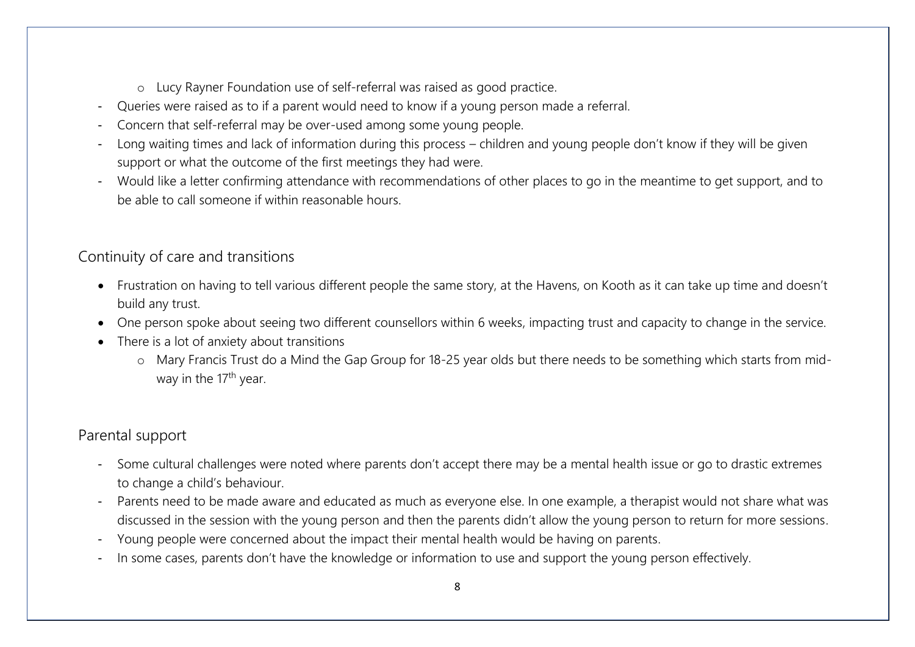- Lucy Rayner Foundation use of self-referral was raised as good practice.
- Queries were raised as to if a parent would need to know if a young person made a referral.
- Concern that self-referral may be over-used among some young people.
- Long waiting times and lack of information during this process – children and young people don't know if they will be given support or what the outcome of the first meetings they had were.
- Would like a letter confirming attendance with recommendations of other places to go in the meantime to get support, and to be able to call someone if within reasonable hours.

## Continuity of care and transitions

- Frustration on having to tell various different people the same story, at the Havens, on Kooth as it can take up time and doesn't build any trust.
- One person spoke about seeing two different counsellors within 6 weeks, impacting trust and capacity to change in the service.
- There is a lot of anxiety about transitions
    - Mary Francis Trust do a Mind the Gap Group for 18-25 year olds but there needs to be something which starts from mid-way in the 17th year.

## Parental support

- Some cultural challenges were noted where parents don't accept there may be a mental health issue or go to drastic extremes to change a child's behaviour.
- Parents need to be made aware and educated as much as everyone else. In one example, a therapist would not share what was discussed in the session with the young person and then the parents didn't allow the young person to return for more sessions.
- Young people were concerned about the impact their mental health would be having on parents.
- In some cases, parents don't have the knowledge or information to use and support the young person effectively.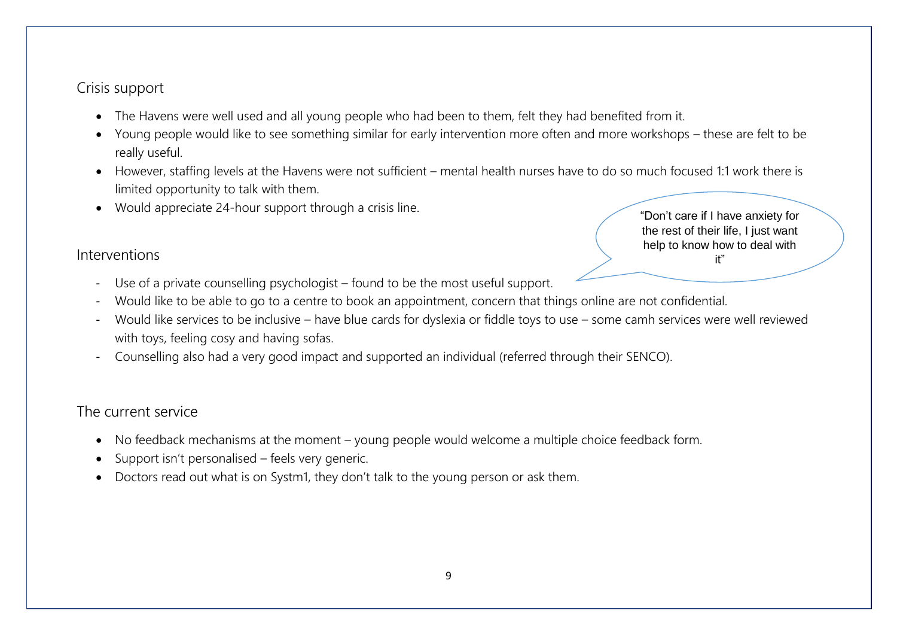## Crisis support

- The Havens were well used and all young people who had been to them, felt they had benefited from it.
- Young people would like to see something similar for early intervention more often and more workshops – these are felt to be really useful.
- However, staffing levels at the Havens were not sufficient – mental health nurses have to do so much focused 1:1 work there is limited opportunity to talk with them.
- Would appreciate 24-hour support through a crisis line.

"Don't care if I have anxiety for the rest of their life, I just want help to know how to deal with it"

## Interventions

- Use of a private counselling psychologist – found to be the most useful support.
- Would like to be able to go to a centre to book an appointment, concern that things online are not confidential.
- Would like services to be inclusive – have blue cards for dyslexia or fiddle toys to use – some camh services were well reviewed with toys, feeling cosy and having sofas.
- Counselling also had a very good impact and supported an individual (referred through their SENCO).

## The current service

- No feedback mechanisms at the moment – young people would welcome a multiple choice feedback form.
- Support isn't personalised – feels very generic.
- Doctors read out what is on Systm1, they don't talk to the young person or ask them.